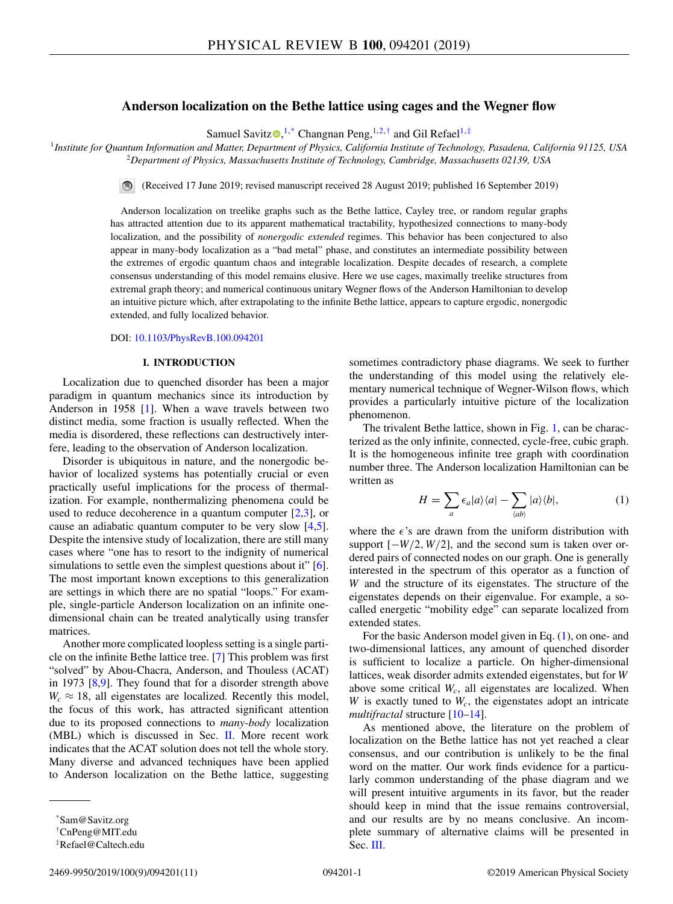# Anderson localization on the Bethe lattice using cages and the Wegner flow

Samuel Savitz[1,*] Changnan Peng,[1,2,†] and Gil Refael[1,‡]

[1]*Institute for Quantum Information and Matter, Department of Physics, California Institute of Technology, Pasadena, California 91125, USA*
[2]*Department of Physics, Massachusetts Institute of Technology, Cambridge, Massachusetts 02139, USA*

(Received 17 June 2019; revised manuscript received 28 August 2019; published 16 September 2019)

Anderson localization on treelike graphs such as the Bethe lattice, Cayley tree, or random regular graphs has attracted attention due to its apparent mathematical tractability, hypothesized connections to many-body localization, and the possibility of *nonergodic extended* regimes. This behavior has been conjectured to also appear in many-body localization as a "bad metal" phase, and constitutes an intermediate possibility between the extremes of ergodic quantum chaos and integrable localization. Despite decades of research, a complete consensus understanding of this model remains elusive. Here we use cages, maximally treelike structures from extremal graph theory; and numerical continuous unitary Wegner flows of the Anderson Hamiltonian to develop an intuitive picture which, after extrapolating to the infinite Bethe lattice, appears to capture ergodic, nonergodic extended, and fully localized behavior.

DOI: 10.1103/PhysRevB.100.094201

## I. INTRODUCTION

Localization due to quenched disorder has been a major paradigm in quantum mechanics since its introduction by Anderson in 1958 [1]. When a wave travels between two distinct media, some fraction is usually reflected. When the media is disordered, these reflections can destructively interfere, leading to the observation of Anderson localization.

Disorder is ubiquitous in nature, and the nonergodic behavior of localized systems has potentially crucial or even practically useful implications for the process of thermalization. For example, nonthermalizing phenomena could be used to reduce decoherence in a quantum computer [2,3], or cause an adiabatic quantum computer to be very slow [4,5]. Despite the intensive study of localization, there are still many cases where "one has to resort to the indignity of numerical simulations to settle even the simplest questions about it" [6]. The most important known exceptions to this generalization are settings in which there are no spatial "loops." For example, single-particle Anderson localization on an infinite one-dimensional chain can be treated analytically using transfer matrices.

Another more complicated loopless setting is a single particle on the infinite Bethe lattice tree. [7] This problem was first "solved" by Abou-Chacra, Anderson, and Thouless (ACAT) in 1973 [8,9]. They found that for a disorder strength above $W_c \approx 18$, all eigenstates are localized. Recently this model, the focus of this work, has attracted significant attention due to its proposed connections to *many-body* localization (MBL) which is discussed in Sec. II. More recent work indicates that the ACAT solution does not tell the whole story. Many diverse and advanced techniques have been applied to Anderson localization on the Bethe lattice, suggesting sometimes contradictory phase diagrams. We seek to further the understanding of this model using the relatively elementary numerical technique of Wegner-Wilson flows, which provides a particularly intuitive picture of the localization phenomenon.

The trivalent Bethe lattice, shown in Fig. 1, can be characterized as the only infinite, connected, cycle-free, cubic graph. It is the homogeneous infinite tree graph with coordination number three. The Anderson localization Hamiltonian can be written as

$$H = \sum_a \epsilon_a |a\rangle\langle a| - \sum_{\langle ab\rangle} |a\rangle\langle b|, \tag{1}$$

where the $\epsilon$'s are drawn from the uniform distribution with support $[-W/2, W/2]$, and the second sum is taken over ordered pairs of connected nodes on our graph. One is generally interested in the spectrum of this operator as a function of $W$ and the structure of its eigenstates. The structure of the eigenstates depends on their eigenvalue. For example, a so-called energetic "mobility edge" can separate localized from extended states.

For the basic Anderson model given in Eq. (1), on one- and two-dimensional lattices, any amount of quenched disorder is sufficient to localize a particle. On higher-dimensional lattices, weak disorder admits extended eigenstates, but for $W$ above some critical $W_c$, all eigenstates are localized. When $W$ is exactly tuned to $W_c$, the eigenstates adopt an intricate *multifractal* structure [10–14].

As mentioned above, the literature on the problem of localization on the Bethe lattice has not yet reached a clear consensus, and our contribution is unlikely to be the final word on the matter. Our work finds evidence for a particularly common understanding of the phase diagram and we will present intuitive arguments in its favor, but the reader should keep in mind that the issue remains controversial, and our results are by no means conclusive. An incomplete summary of alternative claims will be presented in Sec. III.

*Sam@Savitz.org
†CnPeng@MIT.edu
‡Refael@Caltech.edu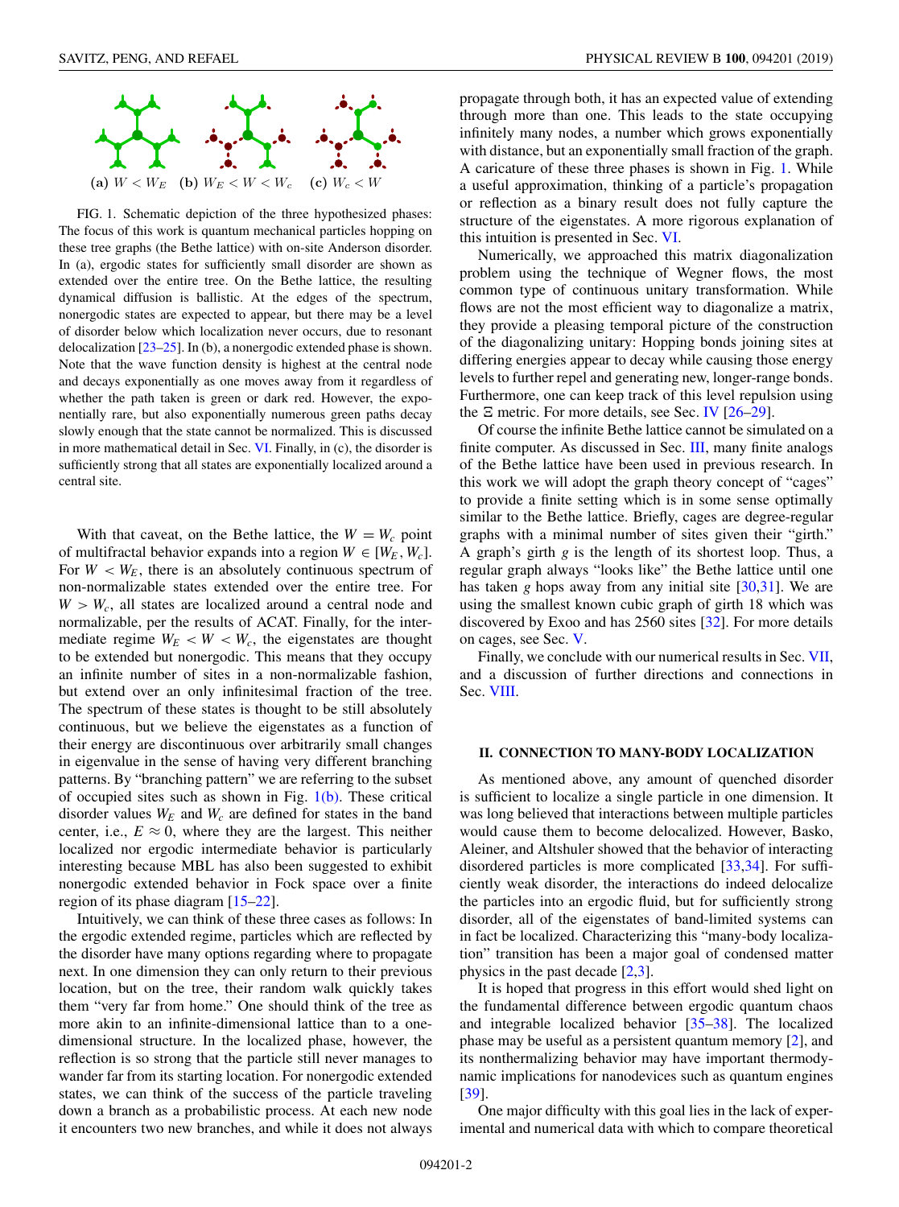(a) $W < W_E$ (b) $W_E < W < W_c$ (c) $W_c < W$

FIG. 1. Schematic depiction of the three hypothesized phases: The focus of this work is quantum mechanical particles hopping on these tree graphs (the Bethe lattice) with on-site Anderson disorder. In (a), ergodic states for sufficiently small disorder are shown as extended over the entire tree. On the Bethe lattice, the resulting dynamical diffusion is ballistic. At the edges of the spectrum, nonergodic states are expected to appear, but there may be a level of disorder below which localization never occurs, due to resonant delocalization [23–25]. In (b), a nonergodic extended phase is shown. Note that the wave function density is highest at the central node and decays exponentially as one moves away from it regardless of whether the path taken is green or dark red. However, the exponentially rare, but also exponentially numerous green paths decay slowly enough that the state cannot be normalized. This is discussed in more mathematical detail in Sec. VI. Finally, in (c), the disorder is sufficiently strong that all states are exponentially localized around a central site.

With that caveat, on the Bethe lattice, the $W = W_c$ point of multifractal behavior expands into a region $W \in [W_E, W_c]$. For $W < W_E$, there is an absolutely continuous spectrum of non-normalizable states extended over the entire tree. For $W > W_c$, all states are localized around a central node and normalizable, per the results of ACAT. Finally, for the intermediate regime $W_E < W < W_c$, the eigenstates are thought to be extended but nonergodic. This means that they occupy an infinite number of sites in a non-normalizable fashion, but extend over an only infinitesimal fraction of the tree. The spectrum of these states is thought to be still absolutely continuous, but we believe the eigenstates as a function of their energy are discontinuous over arbitrarily small changes in eigenvalue in the sense of having very different branching patterns. By "branching pattern" we are referring to the subset of occupied sites such as shown in Fig. 1(b). These critical disorder values $W_E$ and $W_c$ are defined for states in the band center, i.e., $E \approx 0$, where they are the largest. This neither localized nor ergodic intermediate behavior is particularly interesting because MBL has also been suggested to exhibit nonergodic extended behavior in Fock space over a finite region of its phase diagram [15–22].

Intuitively, we can think of these three cases as follows: In the ergodic extended regime, particles which are reflected by the disorder have many options regarding where to propagate next. In one dimension they can only return to their previous location, but on the tree, their random walk quickly takes them "very far from home." One should think of the tree as more akin to an infinite-dimensional lattice than to a one-dimensional structure. In the localized phase, however, the reflection is so strong that the particle still never manages to wander far from its starting location. For nonergodic extended states, we can think of the success of the particle traveling down a branch as a probabilistic process. At each new node it encounters two new branches, and while it does not always propagate through both, it has an expected value of extending through more than one. This leads to the state occupying infinitely many nodes, a number which grows exponentially with distance, but an exponentially small fraction of the graph. A caricature of these three phases is shown in Fig. 1. While a useful approximation, thinking of a particle's propagation or reflection as a binary result does not fully capture the structure of the eigenstates. A more rigorous explanation of this intuition is presented in Sec. VI.

Numerically, we approached this matrix diagonalization problem using the technique of Wegner flows, the most common type of continuous unitary transformation. While flows are not the most efficient way to diagonalize a matrix, they provide a pleasing temporal picture of the construction of the diagonalizing unitary: Hopping bonds joining sites at differing energies appear to decay while causing those energy levels to further repel and generating new, longer-range bonds. Furthermore, one can keep track of this level repulsion using the $\Xi$ metric. For more details, see Sec. IV [26–29].

Of course the infinite Bethe lattice cannot be simulated on a finite computer. As discussed in Sec. III, many finite analogs of the Bethe lattice have been used in previous research. In this work we will adopt the graph theory concept of "cages" to provide a finite setting which is in some sense optimally similar to the Bethe lattice. Briefly, cages are degree-regular graphs with a minimal number of sites given their "girth." A graph's girth $g$ is the length of its shortest loop. Thus, a regular graph always "looks like" the Bethe lattice until one has taken $g$ hops away from any initial site [30,31]. We are using the smallest known cubic graph of girth 18 which was discovered by Exoo and has 2560 sites [32]. For more details on cages, see Sec. V.

Finally, we conclude with our numerical results in Sec. VII, and a discussion of further directions and connections in Sec. VIII.

## II. CONNECTION TO MANY-BODY LOCALIZATION

As mentioned above, any amount of quenched disorder is sufficient to localize a single particle in one dimension. It was long believed that interactions between multiple particles would cause them to become delocalized. However, Basko, Aleiner, and Altshuler showed that the behavior of interacting disordered particles is more complicated [33,34]. For sufficiently weak disorder, the interactions do indeed delocalize the particles into an ergodic fluid, but for sufficiently strong disorder, all of the eigenstates of band-limited systems can in fact be localized. Characterizing this "many-body localization" transition has been a major goal of condensed matter physics in the past decade [2,3].

It is hoped that progress in this effort would shed light on the fundamental difference between ergodic quantum chaos and integrable localized behavior [35–38]. The localized phase may be useful as a persistent quantum memory [2], and its nonthermalizing behavior may have important thermodynamic implications for nanodevices such as quantum engines [39].

One major difficulty with this goal lies in the lack of experimental and numerical data with which to compare theoretical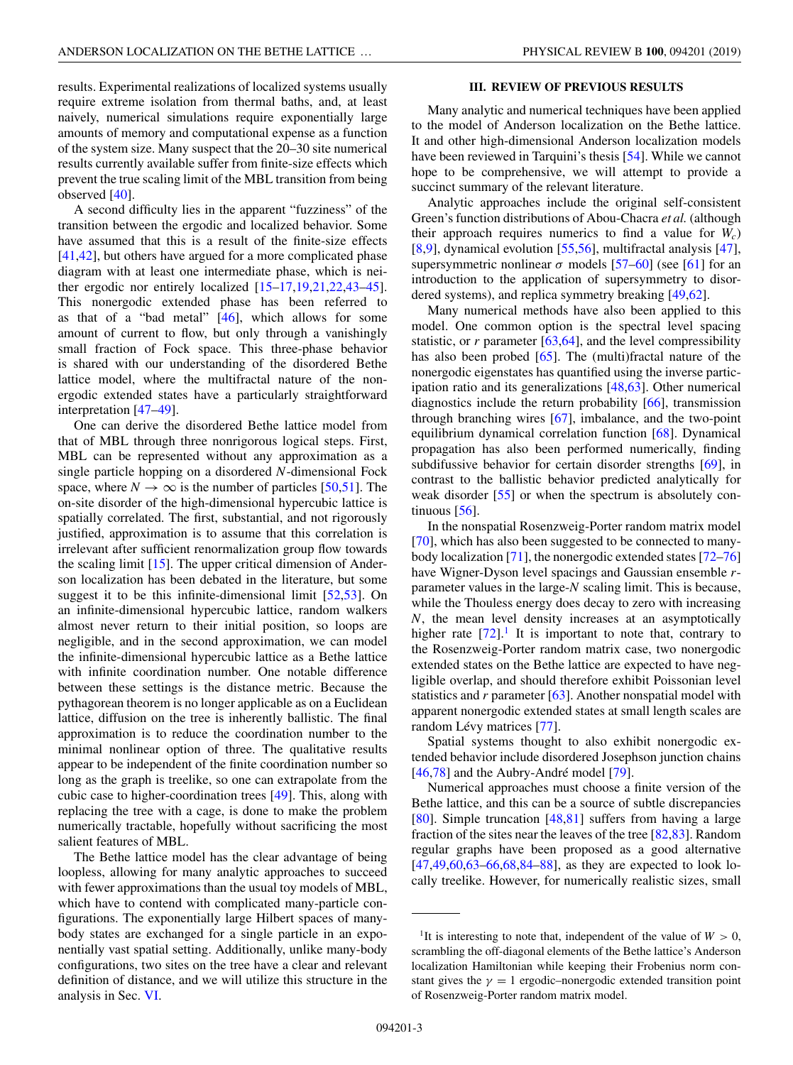results. Experimental realizations of localized systems usually require extreme isolation from thermal baths, and, at least naively, numerical simulations require exponentially large amounts of memory and computational expense as a function of the system size. Many suspect that the 20–30 site numerical results currently available suffer from finite-size effects which prevent the true scaling limit of the MBL transition from being observed [40].

A second difficulty lies in the apparent "fuzziness" of the transition between the ergodic and localized behavior. Some have assumed that this is a result of the finite-size effects [41,42], but others have argued for a more complicated phase diagram with at least one intermediate phase, which is neither ergodic nor entirely localized [15–17,19,21,22,43–45]. This nonergodic extended phase has been referred to as that of a "bad metal" [46], which allows for some amount of current to flow, but only through a vanishingly small fraction of Fock space. This three-phase behavior is shared with our understanding of the disordered Bethe lattice model, where the multifractal nature of the nonergodic extended states have a particularly straightforward interpretation [47–49].

One can derive the disordered Bethe lattice model from that of MBL through three nonrigorous logical steps. First, MBL can be represented without any approximation as a single particle hopping on a disordered $N$-dimensional Fock space, where $N \to \infty$ is the number of particles [50,51]. The on-site disorder of the high-dimensional hypercubic lattice is spatially correlated. The first, substantial, and not rigorously justified, approximation is to assume that this correlation is irrelevant after sufficient renormalization group flow towards the scaling limit [15]. The upper critical dimension of Anderson localization has been debated in the literature, but some suggest it to be this infinite-dimensional limit [52,53]. On an infinite-dimensional hypercubic lattice, random walkers almost never return to their initial position, so loops are negligible, and in the second approximation, we can model the infinite-dimensional hypercubic lattice as a Bethe lattice with infinite coordination number. One notable difference between these settings is the distance metric. Because the pythagorean theorem is no longer applicable as on a Euclidean lattice, diffusion on the tree is inherently ballistic. The final approximation is to reduce the coordination number to the minimal nonlinear option of three. The qualitative results appear to be independent of the finite coordination number so long as the graph is treelike, so one can extrapolate from the cubic case to higher-coordination trees [49]. This, along with replacing the tree with a cage, is done to make the problem numerically tractable, hopefully without sacrificing the most salient features of MBL.

The Bethe lattice model has the clear advantage of being loopless, allowing for many analytic approaches to succeed with fewer approximations than the usual toy models of MBL, which have to contend with complicated many-particle configurations. The exponentially large Hilbert spaces of many-body states are exchanged for a single particle in an exponentially vast spatial setting. Additionally, unlike many-body configurations, two sites on the tree have a clear and relevant definition of distance, and we will utilize this structure in the analysis in Sec. VI.

## III. REVIEW OF PREVIOUS RESULTS

Many analytic and numerical techniques have been applied to the model of Anderson localization on the Bethe lattice. It and other high-dimensional Anderson localization models have been reviewed in Tarquini's thesis [54]. While we cannot hope to be comprehensive, we will attempt to provide a succinct summary of the relevant literature.

Analytic approaches include the original self-consistent Green's function distributions of Abou-Chacra *et al.* (although their approach requires numerics to find a value for $W_c$) [8,9], dynamical evolution [55,56], multifractal analysis [47], supersymmetric nonlinear $\sigma$ models [57–60] (see [61] for an introduction to the application of supersymmetry to disordered systems), and replica symmetry breaking [49,62].

Many numerical methods have also been applied to this model. One common option is the spectral level spacing statistic, or $r$ parameter [63,64], and the level compressibility has also been probed [65]. The (multi)fractal nature of the nonergodic eigenstates has quantified using the inverse participation ratio and its generalizations [48,63]. Other numerical diagnostics include the return probability [66], transmission through branching wires [67], imbalance, and the two-point equilibrium dynamical correlation function [68]. Dynamical propagation has also been performed numerically, finding subdifussive behavior for certain disorder strengths [69], in contrast to the ballistic behavior predicted analytically for weak disorder [55] or when the spectrum is absolutely continuous [56].

In the nonspatial Rosenzweig-Porter random matrix model [70], which has also been suggested to be connected to many-body localization [71], the nonergodic extended states [72–76] have Wigner-Dyson level spacings and Gaussian ensemble $r$-parameter values in the large-$N$ scaling limit. This is because, while the Thouless energy does decay to zero with increasing $N$, the mean level density increases at an asymptotically higher rate [72].[1] It is important to note that, contrary to the Rosenzweig-Porter random matrix case, two nonergodic extended states on the Bethe lattice are expected to have negligible overlap, and should therefore exhibit Poissonian level statistics and $r$ parameter [63]. Another nonspatial model with apparent nonergodic extended states at small length scales are random Lévy matrices [77].

Spatial systems thought to also exhibit nonergodic extended behavior include disordered Josephson junction chains [46,78] and the Aubry-André model [79].

Numerical approaches must choose a finite version of the Bethe lattice, and this can be a source of subtle discrepancies [80]. Simple truncation [48,81] suffers from having a large fraction of the sites near the leaves of the tree [82,83]. Random regular graphs have been proposed as a good alternative [47,49,60,63–66,68,84–88], as they are expected to look locally treelike. However, for numerically realistic sizes, small

[1] It is interesting to note that, independent of the value of $W > 0$, scrambling the off-diagonal elements of the Bethe lattice's Anderson localization Hamiltonian while keeping their Frobenius norm constant gives the $\gamma = 1$ ergodic–nonergodic extended transition point of Rosenzweig-Porter random matrix model.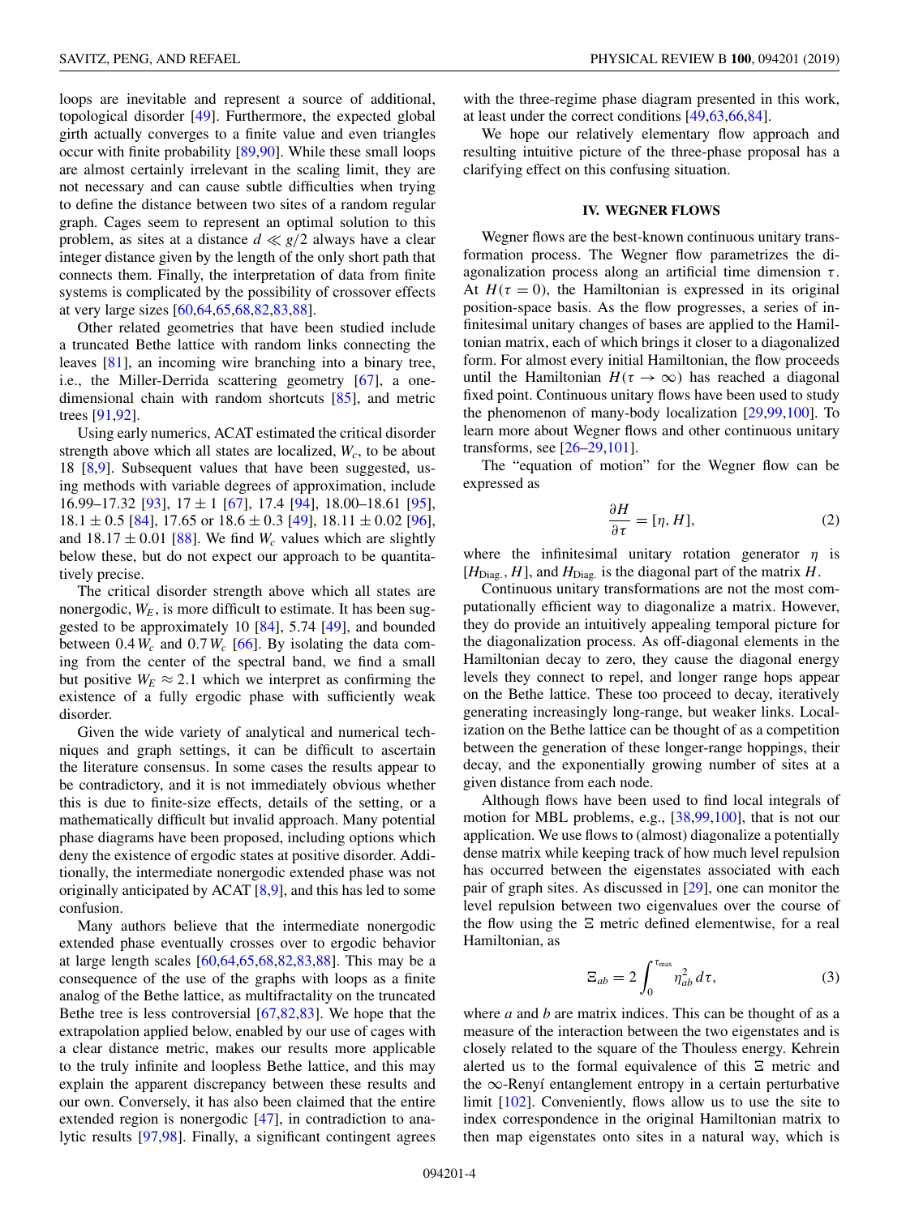loops are inevitable and represent a source of additional, topological disorder [49]. Furthermore, the expected global girth actually converges to a finite value and even triangles occur with finite probability [89,90]. While these small loops are almost certainly irrelevant in the scaling limit, they are not necessary and can cause subtle difficulties when trying to define the distance between two sites of a random regular graph. Cages seem to represent an optimal solution to this problem, as sites at a distance $d \ll g/2$ always have a clear integer distance given by the length of the only short path that connects them. Finally, the interpretation of data from finite systems is complicated by the possibility of crossover effects at very large sizes [60,64,65,68,82,83,88].

Other related geometries that have been studied include a truncated Bethe lattice with random links connecting the leaves [81], an incoming wire branching into a binary tree, i.e., the Miller-Derrida scattering geometry [67], a one-dimensional chain with random shortcuts [85], and metric trees [91,92].

Using early numerics, ACAT estimated the critical disorder strength above which all states are localized, $W_c$, to be about 18 [8,9]. Subsequent values that have been suggested, using methods with variable degrees of approximation, include 16.99–17.32 [93], $17 \pm 1$ [67], 17.4 [94], 18.00–18.61 [95], $18.1 \pm 0.5$ [84], 17.65 or $18.6 \pm 0.3$ [49], $18.11 \pm 0.02$ [96], and $18.17 \pm 0.01$ [88]. We find $W_c$ values which are slightly below these, but do not expect our approach to be quantitatively precise.

The critical disorder strength above which all states are nonergodic, $W_E$, is more difficult to estimate. It has been suggested to be approximately 10 [84], 5.74 [49], and bounded between $0.4\,W_c$ and $0.7\,W_c$ [66]. By isolating the data coming from the center of the spectral band, we find a small but positive $W_E \approx 2.1$ which we interpret as confirming the existence of a fully ergodic phase with sufficiently weak disorder.

Given the wide variety of analytical and numerical techniques and graph settings, it can be difficult to ascertain the literature consensus. In some cases the results appear to be contradictory, and it is not immediately obvious whether this is due to finite-size effects, details of the setting, or a mathematically difficult but invalid approach. Many potential phase diagrams have been proposed, including options which deny the existence of ergodic states at positive disorder. Additionally, the intermediate nonergodic extended phase was not originally anticipated by ACAT [8,9], and this has led to some confusion.

Many authors believe that the intermediate nonergodic extended phase eventually crosses over to ergodic behavior at large length scales [60,64,65,68,82,83,88]. This may be a consequence of the use of the graphs with loops as a finite analog of the Bethe lattice, as multifractality on the truncated Bethe tree is less controversial [67,82,83]. We hope that the extrapolation applied below, enabled by our use of cages with a clear distance metric, makes our results more applicable to the truly infinite and loopless Bethe lattice, and this may explain the apparent discrepancy between these results and our own. Conversely, it has also been claimed that the entire extended region is nonergodic [47], in contradiction to analytic results [97,98]. Finally, a significant contingent agrees with the three-regime phase diagram presented in this work, at least under the correct conditions [49,63,66,84].

We hope our relatively elementary flow approach and resulting intuitive picture of the three-phase proposal has a clarifying effect on this confusing situation.

## IV. WEGNER FLOWS

Wegner flows are the best-known continuous unitary transformation process. The Wegner flow parametrizes the diagonalization process along an artificial time dimension $\tau$. At $H(\tau = 0)$, the Hamiltonian is expressed in its original position-space basis. As the flow progresses, a series of infinitesimal unitary changes of bases are applied to the Hamiltonian matrix, each of which brings it closer to a diagonalized form. For almost every initial Hamiltonian, the flow proceeds until the Hamiltonian $H(\tau \to \infty)$ has reached a diagonal fixed point. Continuous unitary flows have been used to study the phenomenon of many-body localization [29,99,100]. To learn more about Wegner flows and other continuous unitary transforms, see [26–29,101].

The "equation of motion" for the Wegner flow can be expressed as

$$\frac{\partial H}{\partial \tau} = [\eta, H], \tag{2}$$

where the infinitesimal unitary rotation generator $\eta$ is $[H_{\text{Diag.}}, H]$, and $H_{\text{Diag.}}$ is the diagonal part of the matrix $H$.

Continuous unitary transformations are not the most computationally efficient way to diagonalize a matrix. However, they do provide an intuitively appealing temporal picture for the diagonalization process. As off-diagonal elements in the Hamiltonian decay to zero, they cause the diagonal energy levels they connect to repel, and longer range hops appear on the Bethe lattice. These too proceed to decay, iteratively generating increasingly long-range, but weaker links. Localization on the Bethe lattice can be thought of as a competition between the generation of these longer-range hoppings, their decay, and the exponentially growing number of sites at a given distance from each node.

Although flows have been used to find local integrals of motion for MBL problems, e.g., [38,99,100], that is not our application. We use flows to (almost) diagonalize a potentially dense matrix while keeping track of how much level repulsion has occurred between the eigenstates associated with each pair of graph sites. As discussed in [29], one can monitor the level repulsion between two eigenvalues over the course of the flow using the $\Xi$ metric defined elementwise, for a real Hamiltonian, as

$$\Xi_{ab} = 2\int_0^{\tau_{\max}} \eta_{ab}^2 \, d\tau, \tag{3}$$

where $a$ and $b$ are matrix indices. This can be thought of as a measure of the interaction between the two eigenstates and is closely related to the square of the Thouless energy. Kehrein alerted us to the formal equivalence of this $\Xi$ metric and the $\infty$-Renyí entanglement entropy in a certain perturbative limit [102]. Conveniently, flows allow us to use the site to index correspondence in the original Hamiltonian matrix to then map eigenstates onto sites in a natural way, which is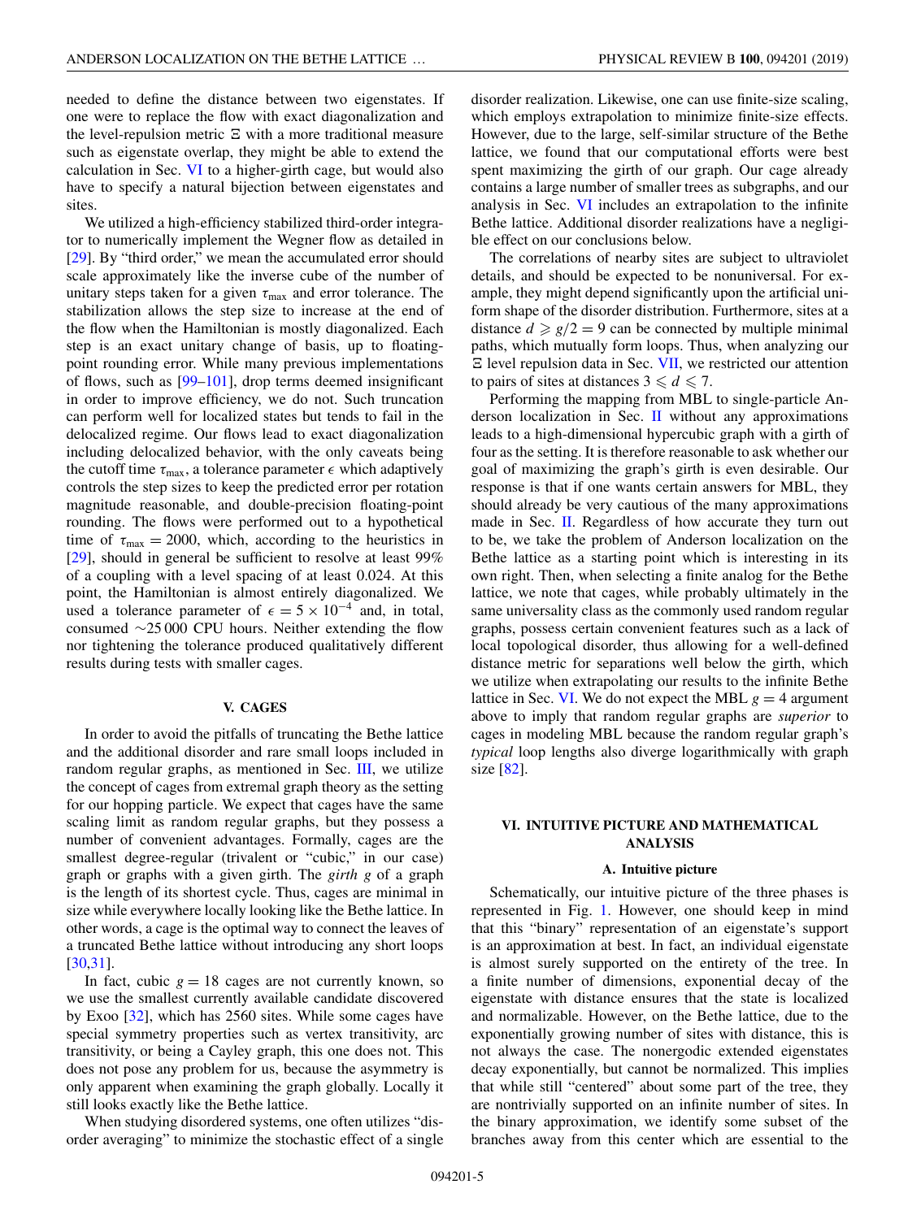needed to define the distance between two eigenstates. If one were to replace the flow with exact diagonalization and the level-repulsion metric $\Xi$ with a more traditional measure such as eigenstate overlap, they might be able to extend the calculation in Sec. VI to a higher-girth cage, but would also have to specify a natural bijection between eigenstates and sites.

We utilized a high-efficiency stabilized third-order integrator to numerically implement the Wegner flow as detailed in [29]. By "third order," we mean the accumulated error should scale approximately like the inverse cube of the number of unitary steps taken for a given $\tau_{\max}$ and error tolerance. The stabilization allows the step size to increase at the end of the flow when the Hamiltonian is mostly diagonalized. Each step is an exact unitary change of basis, up to floating-point rounding error. While many previous implementations of flows, such as [99–101], drop terms deemed insignificant in order to improve efficiency, we do not. Such truncation can perform well for localized states but tends to fail in the delocalized regime. Our flows lead to exact diagonalization including delocalized behavior, with the only caveats being the cutoff time $\tau_{\max}$, a tolerance parameter $\epsilon$ which adaptively controls the step sizes to keep the predicted error per rotation magnitude reasonable, and double-precision floating-point rounding. The flows were performed out to a hypothetical time of $\tau_{\max} = 2000$, which, according to the heuristics in [29], should in general be sufficient to resolve at least 99% of a coupling with a level spacing of at least 0.024. At this point, the Hamiltonian is almost entirely diagonalized. We used a tolerance parameter of $\epsilon = 5 \times 10^{-4}$ and, in total, consumed $\sim$25 000 CPU hours. Neither extending the flow nor tightening the tolerance produced qualitatively different results during tests with smaller cages.

## V. CAGES

In order to avoid the pitfalls of truncating the Bethe lattice and the additional disorder and rare small loops included in random regular graphs, as mentioned in Sec. III, we utilize the concept of cages from extremal graph theory as the setting for our hopping particle. We expect that cages have the same scaling limit as random regular graphs, but they possess a number of convenient advantages. Formally, cages are the smallest degree-regular (trivalent or "cubic," in our case) graph or graphs with a given girth. The *girth g* of a graph is the length of its shortest cycle. Thus, cages are minimal in size while everywhere locally looking like the Bethe lattice. In other words, a cage is the optimal way to connect the leaves of a truncated Bethe lattice without introducing any short loops [30,31].

In fact, cubic $g = 18$ cages are not currently known, so we use the smallest currently available candidate discovered by Exoo [32], which has 2560 sites. While some cages have special symmetry properties such as vertex transitivity, arc transitivity, or being a Cayley graph, this one does not. This does not pose any problem for us, because the asymmetry is only apparent when examining the graph globally. Locally it still looks exactly like the Bethe lattice.

When studying disordered systems, one often utilizes "disorder averaging" to minimize the stochastic effect of a single disorder realization. Likewise, one can use finite-size scaling, which employs extrapolation to minimize finite-size effects. However, due to the large, self-similar structure of the Bethe lattice, we found that our computational efforts were best spent maximizing the girth of our graph. Our cage already contains a large number of smaller trees as subgraphs, and our analysis in Sec. VI includes an extrapolation to the infinite Bethe lattice. Additional disorder realizations have a negligible effect on our conclusions below.

The correlations of nearby sites are subject to ultraviolet details, and should be expected to be nonuniversal. For example, they might depend significantly upon the artificial uniform shape of the disorder distribution. Furthermore, sites at a distance $d \geqslant g/2 = 9$ can be connected by multiple minimal paths, which mutually form loops. Thus, when analyzing our $\Xi$ level repulsion data in Sec. VII, we restricted our attention to pairs of sites at distances $3 \leqslant d \leqslant 7$.

Performing the mapping from MBL to single-particle Anderson localization in Sec. II without any approximations leads to a high-dimensional hypercubic graph with a girth of four as the setting. It is therefore reasonable to ask whether our goal of maximizing the graph's girth is even desirable. Our response is that if one wants certain answers for MBL, they should already be very cautious of the many approximations made in Sec. II. Regardless of how accurate they turn out to be, we take the problem of Anderson localization on the Bethe lattice as a starting point which is interesting in its own right. Then, when selecting a finite analog for the Bethe lattice, we note that cages, while probably ultimately in the same universality class as the commonly used random regular graphs, possess certain convenient features such as a lack of local topological disorder, thus allowing for a well-defined distance metric for separations well below the girth, which we utilize when extrapolating our results to the infinite Bethe lattice in Sec. VI. We do not expect the MBL $g = 4$ argument above to imply that random regular graphs are *superior* to cages in modeling MBL because the random regular graph's *typical* loop lengths also diverge logarithmically with graph size [82].

## VI. INTUITIVE PICTURE AND MATHEMATICAL ANALYSIS

### A. Intuitive picture

Schematically, our intuitive picture of the three phases is represented in Fig. 1. However, one should keep in mind that this "binary" representation of an eigenstate's support is an approximation at best. In fact, an individual eigenstate is almost surely supported on the entirety of the tree. In a finite number of dimensions, exponential decay of the eigenstate with distance ensures that the state is localized and normalizable. However, on the Bethe lattice, due to the exponentially growing number of sites with distance, this is not always the case. The nonergodic extended eigenstates decay exponentially, but cannot be normalized. This implies that while still "centered" about some part of the tree, they are nontrivially supported on an infinite number of sites. In the binary approximation, we identify some subset of the branches away from this center which are essential to the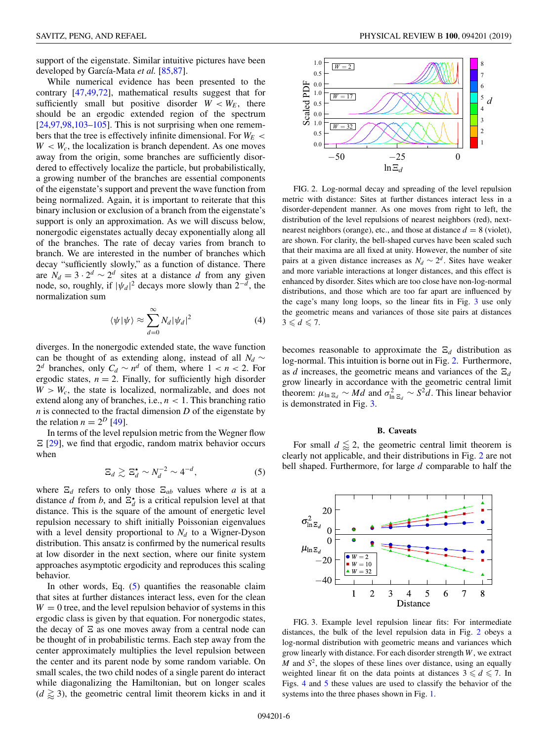support of the eigenstate. Similar intuitive pictures have been developed by García-Mata *et al.* [85,87].

While numerical evidence has been presented to the contrary [47,49,72], mathematical results suggest that for sufficiently small but positive disorder $W < W_E$, there should be an ergodic extended region of the spectrum [24,97,98,103–105]. This is not surprising when one remembers that the tree is effectively infinite dimensional. For $W_E < W < W_c$, the localization is branch dependent. As one moves away from the origin, some branches are sufficiently disordered to effectively localize the particle, but probabilistically, a growing number of the branches are essential components of the eigenstate's support and prevent the wave function from being normalized. Again, it is important to reiterate that this binary inclusion or exclusion of a branch from the eigenstate's support is only an approximation. As we will discuss below, nonergodic eigenstates actually decay exponentially along all of the branches. The rate of decay varies from branch to branch. We are interested in the number of branches which decay "sufficiently slowly," as a function of distance. There are $N_d = 3 \cdot 2^d \sim 2^d$ sites at a distance $d$ from any given node, so, roughly, if $|\psi_d|^2$ decays more slowly than $2^{-d}$, the normalization sum

$$\langle \psi | \psi \rangle \approx \sum_{d=0}^{\infty} N_d |\psi_d|^2 \tag{4}$$

diverges. In the nonergodic extended state, the wave function can be thought of as extending along, instead of all $N_d \sim 2^d$ branches, only $C_d \sim n^d$ of them, where $1 < n < 2$. For ergodic states, $n = 2$. Finally, for sufficiently high disorder $W > W_c$, the state is localized, normalizable, and does not extend along any of branches, i.e., $n < 1$. This branching ratio $n$ is connected to the fractal dimension $D$ of the eigenstate by the relation $n = 2^D$ [49].

In terms of the level repulsion metric from the Wegner flow $\Xi$ [29], we find that ergodic, random matrix behavior occurs when

$$\Xi_d \gtrsim \Xi_d^\star \sim N_d^{-2} \sim 4^{-d}, \tag{5}$$

where $\Xi_d$ refers to only those $\Xi_{ab}$ values where $a$ is at a distance $d$ from $b$, and $\Xi_d^\star$ is a critical repulsion level at that distance. This is the square of the amount of energetic level repulsion necessary to shift initially Poissonian eigenvalues with a level density proportional to $N_d$ to a Wigner-Dyson distribution. This ansatz is confirmed by the numerical results at low disorder in the next section, where our finite system approaches asymptotic ergodicity and reproduces this scaling behavior.

In other words, Eq. (5) quantifies the reasonable claim that sites at further distances interact less, even for the clean $W = 0$ tree, and the level repulsion behavior of systems in this ergodic class is given by that equation. For nonergodic states, the decay of $\Xi$ as one moves away from a central node can be thought of in probabilistic terms. Each step away from the center approximately multiplies the level repulsion between the center and its parent node by some random variable. On small scales, the two child nodes of a single parent do interact while diagonalizing the Hamiltonian, but on longer scales ($d \gtrsim 3$), the geometric central limit theorem kicks in and it

FIG. 2. Log-normal decay and spreading of the level repulsion metric with distance: Sites at further distances interact less in a disorder-dependent manner. As one moves from right to left, the distribution of the level repulsions of nearest neighbors (red), next-nearest neighbors (orange), etc., and those at distance $d = 8$ (violet), are shown. For clarity, the bell-shaped curves have been scaled such that their maxima are all fixed at unity. However, the number of site pairs at a given distance increases as $N_d \sim 2^d$. Sites have weaker and more variable interactions at longer distances, and this effect is enhanced by disorder. Sites which are too close have non-log-normal distributions, and those which are too far apart are influenced by the cage's many long loops, so the linear fits in Fig. 3 use only the geometric means and variances of those site pairs at distances $3 \leqslant d \leqslant 7$.

becomes reasonable to approximate the $\Xi_d$ distribution as log-normal. This intuition is borne out in Fig. 2. Furthermore, as $d$ increases, the geometric means and variances of the $\Xi_d$ grow linearly in accordance with the geometric central limit theorem: $\mu_{\ln \Xi_d} \sim Md$ and $\sigma^2_{\ln \Xi_d} \sim S^2 d$. This linear behavior is demonstrated in Fig. 3.

### B. Caveats

For small $d \lessapprox 2$, the geometric central limit theorem is clearly not applicable, and their distributions in Fig. 2 are not bell shaped. Furthermore, for large $d$ comparable to half the

FIG. 3. Example level repulsion linear fits: For intermediate distances, the bulk of the level repulsion data in Fig. 2 obeys a log-normal distribution with geometric means and variances which grow linearly with distance. For each disorder strength $W$, we extract $M$ and $S^2$, the slopes of these lines over distance, using an equally weighted linear fit on the data points at distances $3 \leqslant d \leqslant 7$. In Figs. 4 and 5 these values are used to classify the behavior of the systems into the three phases shown in Fig. 1.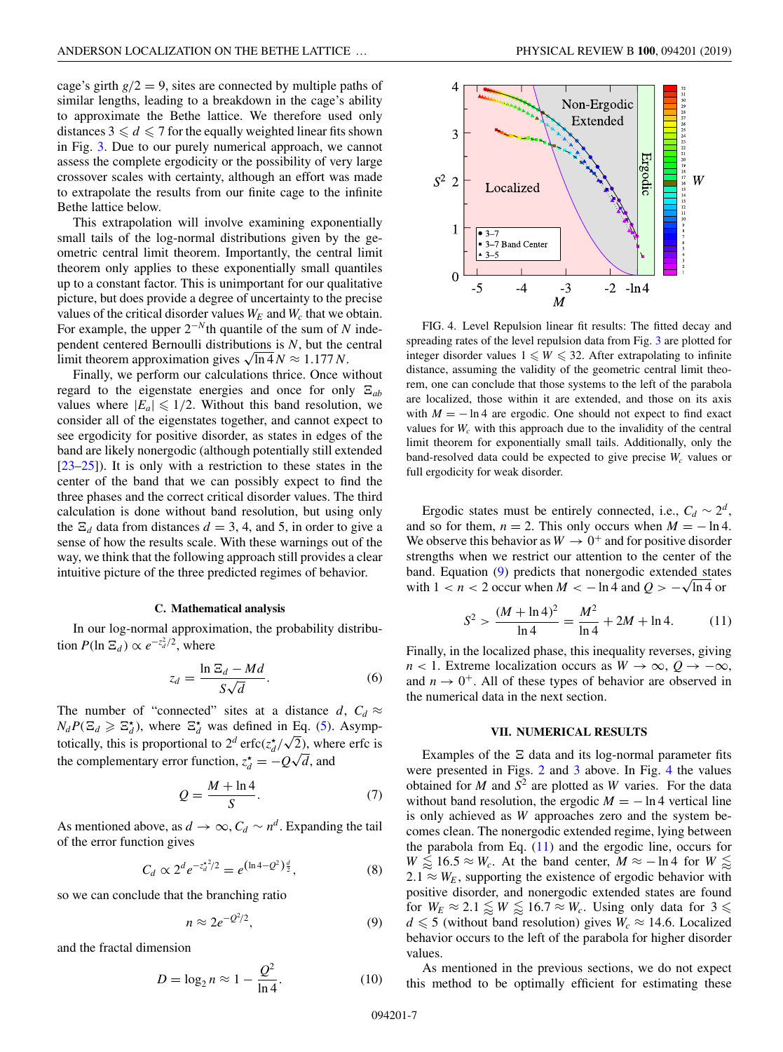cage's girth $g/2 = 9$, sites are connected by multiple paths of similar lengths, leading to a breakdown in the cage's ability to approximate the Bethe lattice. We therefore used only distances $3 \leqslant d \leqslant 7$ for the equally weighted linear fits shown in Fig. 3. Due to our purely numerical approach, we cannot assess the complete ergodicity or the possibility of very large crossover scales with certainty, although an effort was made to extrapolate the results from our finite cage to the infinite Bethe lattice below.

This extrapolation will involve examining exponentially small tails of the log-normal distributions given by the geometric central limit theorem. Importantly, the central limit theorem only applies to these exponentially small quantiles up to a constant factor. This is unimportant for our qualitative picture, but does provide a degree of uncertainty to the precise values of the critical disorder values $W_E$ and $W_c$ that we obtain. For example, the upper $2^{-N}$th quantile of the sum of $N$ independent centered Bernoulli distributions is $N$, but the central limit theorem approximation gives $\sqrt{\ln 4}\, N \approx 1.177\, N$.

Finally, we perform our calculations thrice. Once without regard to the eigenstate energies and once for only $\Xi_{ab}$ values where $|E_a| \leqslant 1/2$. Without this band resolution, we consider all of the eigenstates together, and cannot expect to see ergodicity for positive disorder, as states in edges of the band are likely nonergodic (although potentially still extended [23–25]). It is only with a restriction to these states in the center of the band that we can possibly expect to find the three phases and the correct critical disorder values. The third calculation is done without band resolution, but using only the $\Xi_d$ data from distances $d = 3$, 4, and 5, in order to give a sense of how the results scale. With these warnings out of the way, we think that the following approach still provides a clear intuitive picture of the three predicted regimes of behavior.

### C. Mathematical analysis

In our log-normal approximation, the probability distribution $P(\ln \Xi_d) \propto e^{-z_d^2/2}$, where

$$z_d = \frac{\ln \Xi_d - Md}{S\sqrt{d}}. \tag{6}$$

The number of "connected" sites at a distance $d$, $C_d \approx N_d P(\Xi_d \geqslant \Xi_d^\star)$, where $\Xi_d^\star$ was defined in Eq. (5). Asymptotically, this is proportional to $2^d \operatorname{erfc}(z_d^\star/\sqrt{2})$, where erfc is the complementary error function, $z_d^\star = -Q\sqrt{d}$, and

$$Q = \frac{M + \ln 4}{S}. \tag{7}$$

As mentioned above, as $d \to \infty$, $C_d \sim n^d$. Expanding the tail of the error function gives

$$C_d \propto 2^d e^{-z_d^{\star 2}/2} = e^{(\ln 4 - Q^2)\frac{d}{2}}, \tag{8}$$

so we can conclude that the branching ratio

$$n \approx 2e^{-Q^2/2}, \tag{9}$$

and the fractal dimension

$$D = \log_2 n \approx 1 - \frac{Q^2}{\ln 4}. \tag{10}$$

FIG. 4. Level Repulsion linear fit results: The fitted decay and spreading rates of the level repulsion data from Fig. 3 are plotted for integer disorder values $1 \leqslant W \leqslant 32$. After extrapolating to infinite distance, assuming the validity of the geometric central limit theorem, one can conclude that those systems to the left of the parabola are localized, those within it are extended, and those on its axis with $M = -\ln 4$ are ergodic. One should not expect to find exact values for $W_c$ with this approach due to the invalidity of the central limit theorem for exponentially small tails. Additionally, only the band-resolved data could be expected to give precise $W_c$ values or full ergodicity for weak disorder.

Ergodic states must be entirely connected, i.e., $C_d \sim 2^d$, and so for them, $n = 2$. This only occurs when $M = -\ln 4$. We observe this behavior as $W \to 0^+$ and for positive disorder strengths when we restrict our attention to the center of the band. Equation (9) predicts that nonergodic extended states with $1 < n < 2$ occur when $M < -\ln 4$ and $Q > -\sqrt{\ln 4}$ or

$$S^2 > \frac{(M + \ln 4)^2}{\ln 4} = \frac{M^2}{\ln 4} + 2M + \ln 4. \tag{11}$$

Finally, in the localized phase, this inequality reverses, giving $n < 1$. Extreme localization occurs as $W \to \infty$, $Q \to -\infty$, and $n \to 0^+$. All of these types of behavior are observed in the numerical data in the next section.

## VII. NUMERICAL RESULTS

Examples of the $\Xi$ data and its log-normal parameter fits were presented in Figs. 2 and 3 above. In Fig. 4 the values obtained for $M$ and $S^2$ are plotted as $W$ varies. For the data without band resolution, the ergodic $M = -\ln 4$ vertical line is only achieved as $W$ approaches zero and the system becomes clean. The nonergodic extended regime, lying between the parabola from Eq. (11) and the ergodic line, occurs for $W \lessapprox 16.5 \approx W_c$. At the band center, $M \approx -\ln 4$ for $W \lessapprox 2.1 \approx W_E$, supporting the existence of ergodic behavior with positive disorder, and nonergodic extended states are found for $W_E \approx 2.1 \lessapprox W \lessapprox 16.7 \approx W_c$. Using only data for $3 \leqslant d \leqslant 5$ (without band resolution) gives $W_c \approx 14.6$. Localized behavior occurs to the left of the parabola for higher disorder values.

As mentioned in the previous sections, we do not expect this method to be optimally efficient for estimating these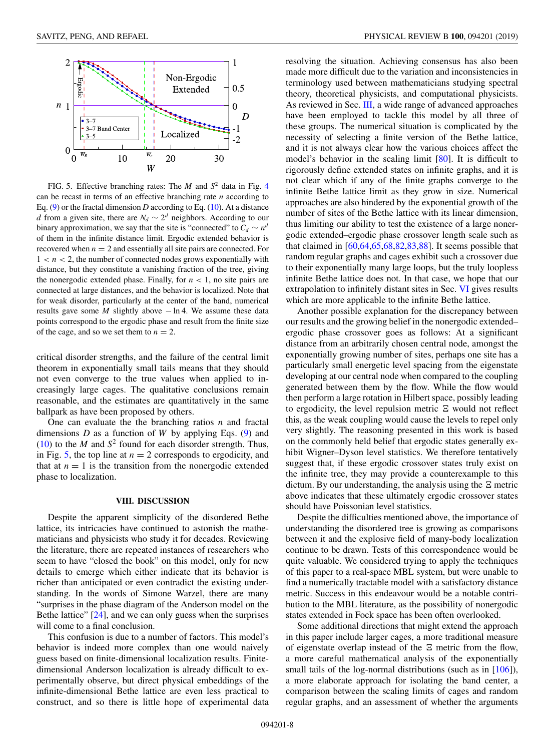FIG. 5. Effective branching rates: The $M$ and $S^2$ data in Fig. 4 can be recast in terms of an effective branching rate $n$ according to Eq. (9) or the fractal dimension $D$ according to Eq. (10). At a distance $d$ from a given site, there are $N_d \sim 2^d$ neighbors. According to our binary approximation, we say that the site is "connected" to $C_d \sim n^d$ of them in the infinite distance limit. Ergodic extended behavior is recovered when $n = 2$ and essentially all site pairs are connected. For $1 < n < 2$, the number of connected nodes grows exponentially with distance, but they constitute a vanishing fraction of the tree, giving the nonergodic extended phase. Finally, for $n < 1$, no site pairs are connected at large distances, and the behavior is localized. Note that for weak disorder, particularly at the center of the band, numerical results gave some $M$ slightly above $-\ln 4$. We assume these data points correspond to the ergodic phase and result from the finite size of the cage, and so we set them to $n = 2$.

critical disorder strengths, and the failure of the central limit theorem in exponentially small tails means that they should not even converge to the true values when applied to increasingly large cages. The qualitative conclusions remain reasonable, and the estimates are quantitatively in the same ballpark as have been proposed by others.

One can evaluate the the branching ratios $n$ and fractal dimensions $D$ as a function of $W$ by applying Eqs. (9) and (10) to the $M$ and $S^2$ found for each disorder strength. Thus, in Fig. 5, the top line at $n = 2$ corresponds to ergodicity, and that at $n = 1$ is the transition from the nonergodic extended phase to localization.

## VIII. DISCUSSION

Despite the apparent simplicity of the disordered Bethe lattice, its intricacies have continued to astonish the mathematicians and physicists who study it for decades. Reviewing the literature, there are repeated instances of researchers who seem to have "closed the book" on this model, only for new details to emerge which either indicate that its behavior is richer than anticipated or even contradict the existing understanding. In the words of Simone Warzel, there are many "surprises in the phase diagram of the Anderson model on the Bethe lattice" [24], and we can only guess when the surprises will come to a final conclusion.

This confusion is due to a number of factors. This model's behavior is indeed more complex than one would naively guess based on finite-dimensional localization results. Finite-dimensional Anderson localization is already difficult to experimentally observe, but direct physical embeddings of the infinite-dimensional Bethe lattice are even less practical to construct, and so there is little hope of experimental data resolving the situation. Achieving consensus has also been made more difficult due to the variation and inconsistencies in terminology used between mathematicians studying spectral theory, theoretical physicists, and computational physicists. As reviewed in Sec. III, a wide range of advanced approaches have been employed to tackle this model by all three of these groups. The numerical situation is complicated by the necessity of selecting a finite version of the Bethe lattice, and it is not always clear how the various choices affect the model's behavior in the scaling limit [80]. It is difficult to rigorously define extended states on infinite graphs, and it is not clear which if any of the finite graphs converge to the infinite Bethe lattice limit as they grow in size. Numerical approaches are also hindered by the exponential growth of the number of sites of the Bethe lattice with its linear dimension, thus limiting our ability to test the existence of a large nonergodic extended–ergodic phase crossover length scale such as that claimed in [60,64,65,68,82,83,88]. It seems possible that random regular graphs and cages exhibit such a crossover due to their exponentially many large loops, but the truly loopless infinite Bethe lattice does not. In that case, we hope that our extrapolation to infinitely distant sites in Sec. VI gives results which are more applicable to the infinite Bethe lattice.

Another possible explanation for the discrepancy between our results and the growing belief in the nonergodic extended–ergodic phase crossover goes as follows: At a significant distance from an arbitrarily chosen central node, amongst the exponentially growing number of sites, perhaps one site has a particularly small energetic level spacing from the eigenstate developing at our central node when compared to the coupling generated between them by the flow. While the flow would then perform a large rotation in Hilbert space, possibly leading to ergodicity, the level repulsion metric $\Xi$ would not reflect this, as the weak coupling would cause the levels to repel only very slightly. The reasoning presented in this work is based on the commonly held belief that ergodic states generally exhibit Wigner–Dyson level statistics. We therefore tentatively suggest that, if these ergodic crossover states truly exist on the infinite tree, they may provide a counterexample to this dictum. By our understanding, the analysis using the $\Xi$ metric above indicates that these ultimately ergodic crossover states should have Poissonian level statistics.

Despite the difficulties mentioned above, the importance of understanding the disordered tree is growing as comparisons between it and the explosive field of many-body localization continue to be drawn. Tests of this correspondence would be quite valuable. We considered trying to apply the techniques of this paper to a real-space MBL system, but were unable to find a numerically tractable model with a satisfactory distance metric. Success in this endeavour would be a notable contribution to the MBL literature, as the possibility of nonergodic states extended in Fock space has been often overlooked.

Some additional directions that might extend the approach in this paper include larger cages, a more traditional measure of eigenstate overlap instead of the $\Xi$ metric from the flow, a more careful mathematical analysis of the exponentially small tails of the log-normal distributions (such as in [106]), a more elaborate approach for isolating the band center, a comparison between the scaling limits of cages and random regular graphs, and an assessment of whether the arguments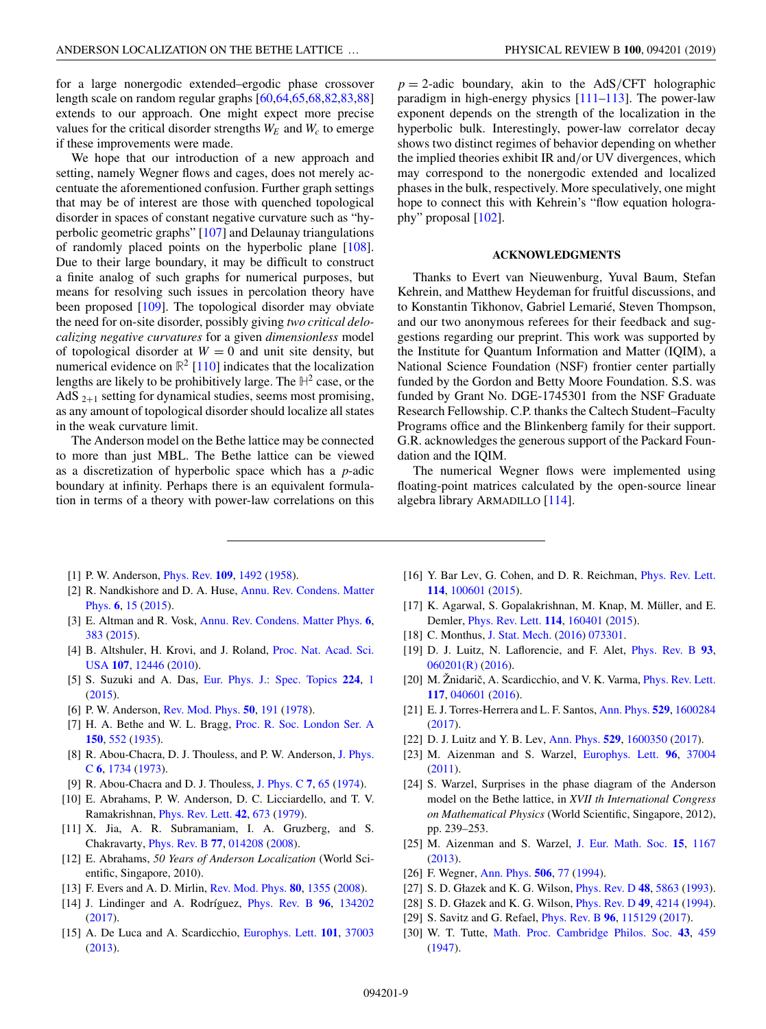for a large nonergodic extended–ergodic phase crossover length scale on random regular graphs [60,64,65,68,82,83,88] extends to our approach. One might expect more precise values for the critical disorder strengths $W_E$ and $W_c$ to emerge if these improvements were made.

We hope that our introduction of a new approach and setting, namely Wegner flows and cages, does not merely accentuate the aforementioned confusion. Further graph settings that may be of interest are those with quenched topological disorder in spaces of constant negative curvature such as "hyperbolic geometric graphs" [107] and Delaunay triangulations of randomly placed points on the hyperbolic plane [108]. Due to their large boundary, it may be difficult to construct a finite analog of such graphs for numerical purposes, but means for resolving such issues in percolation theory have been proposed [109]. The topological disorder may obviate the need for on-site disorder, possibly giving *two critical delocalizing negative curvatures* for a given *dimensionless* model of topological disorder at $W = 0$ and unit site density, but numerical evidence on $\mathbb{R}^2$ [110] indicates that the localization lengths are likely to be prohibitively large. The $\mathbb{H}^2$ case, or the AdS $_{2+1}$ setting for dynamical studies, seems most promising, as any amount of topological disorder should localize all states in the weak curvature limit.

The Anderson model on the Bethe lattice may be connected to more than just MBL. The Bethe lattice can be viewed as a discretization of hyperbolic space which has a $p$-adic boundary at infinity. Perhaps there is an equivalent formulation in terms of a theory with power-law correlations on this $p = 2$-adic boundary, akin to the AdS/CFT holographic paradigm in high-energy physics [111–113]. The power-law exponent depends on the strength of the localization in the hyperbolic bulk. Interestingly, power-law correlator decay shows two distinct regimes of behavior depending on whether the implied theories exhibit IR and/or UV divergences, which may correspond to the nonergodic extended and localized phases in the bulk, respectively. More speculatively, one might hope to connect this with Kehrein's "flow equation holography" proposal [102].

## ACKNOWLEDGMENTS

Thanks to Evert van Nieuwenburg, Yuval Baum, Stefan Kehrein, and Matthew Heydeman for fruitful discussions, and to Konstantin Tikhonov, Gabriel Lemarié, Steven Thompson, and our two anonymous referees for their feedback and suggestions regarding our preprint. This work was supported by the Institute for Quantum Information and Matter (IQIM), a National Science Foundation (NSF) frontier center partially funded by the Gordon and Betty Moore Foundation. S.S. was funded by Grant No. DGE-1745301 from the NSF Graduate Research Fellowship. C.P. thanks the Caltech Student–Faculty Programs office and the Blinkenberg family for their support. G.R. acknowledges the generous support of the Packard Foundation and the IQIM.

The numerical Wegner flows were implemented using floating-point matrices calculated by the open-source linear algebra library ARMADILLO [114].

---

[1] P. W. Anderson, Phys. Rev. **109**, 1492 (1958).

[2] R. Nandkishore and D. A. Huse, Annu. Rev. Condens. Matter Phys. **6**, 15 (2015).

[3] E. Altman and R. Vosk, Annu. Rev. Condens. Matter Phys. **6**, 383 (2015).

[4] B. Altshuler, H. Krovi, and J. Roland, Proc. Nat. Acad. Sci. USA **107**, 12446 (2010).

[5] S. Suzuki and A. Das, Eur. Phys. J.: Spec. Topics **224**, 1 (2015).

[6] P. W. Anderson, Rev. Mod. Phys. **50**, 191 (1978).

[7] H. A. Bethe and W. L. Bragg, Proc. R. Soc. London Ser. A **150**, 552 (1935).

[8] R. Abou-Chacra, D. J. Thouless, and P. W. Anderson, J. Phys. C **6**, 1734 (1973).

[9] R. Abou-Chacra and D. J. Thouless, J. Phys. C **7**, 65 (1974).

[10] E. Abrahams, P. W. Anderson, D. C. Licciardello, and T. V. Ramakrishnan, Phys. Rev. Lett. **42**, 673 (1979).

[11] X. Jia, A. R. Subramaniam, I. A. Gruzberg, and S. Chakravarty, Phys. Rev. B **77**, 014208 (2008).

[12] E. Abrahams, *50 Years of Anderson Localization* (World Scientific, Singapore, 2010).

[13] F. Evers and A. D. Mirlin, Rev. Mod. Phys. **80**, 1355 (2008).

[14] J. Lindinger and A. Rodríguez, Phys. Rev. B **96**, 134202 (2017).

[15] A. De Luca and A. Scardicchio, Europhys. Lett. **101**, 37003 (2013).

[16] Y. Bar Lev, G. Cohen, and D. R. Reichman, Phys. Rev. Lett. **114**, 100601 (2015).

[17] K. Agarwal, S. Gopalakrishnan, M. Knap, M. Müller, and E. Demler, Phys. Rev. Lett. **114**, 160401 (2015).

[18] C. Monthus, J. Stat. Mech. (2016) 073301.

[19] D. J. Luitz, N. Laflorencie, and F. Alet, Phys. Rev. B **93**, 060201(R) (2016).

[20] M. Žnidarič, A. Scardicchio, and V. K. Varma, Phys. Rev. Lett. **117**, 040601 (2016).

[21] E. J. Torres-Herrera and L. F. Santos, Ann. Phys. **529**, 1600284 (2017).

[22] D. J. Luitz and Y. B. Lev, Ann. Phys. **529**, 1600350 (2017).

[23] M. Aizenman and S. Warzel, Europhys. Lett. **96**, 37004 (2011).

[24] S. Warzel, Surprises in the phase diagram of the Anderson model on the Bethe lattice, in *XVII th International Congress on Mathematical Physics* (World Scientific, Singapore, 2012), pp. 239–253.

[25] M. Aizenman and S. Warzel, J. Eur. Math. Soc. **15**, 1167 (2013).

[26] F. Wegner, Ann. Phys. **506**, 77 (1994).

[27] S. D. Głazek and K. G. Wilson, Phys. Rev. D **48**, 5863 (1993).

[28] S. D. Głazek and K. G. Wilson, Phys. Rev. D **49**, 4214 (1994).

[29] S. Savitz and G. Refael, Phys. Rev. B **96**, 115129 (2017).

[30] W. T. Tutte, Math. Proc. Cambridge Philos. Soc. **43**, 459 (1947).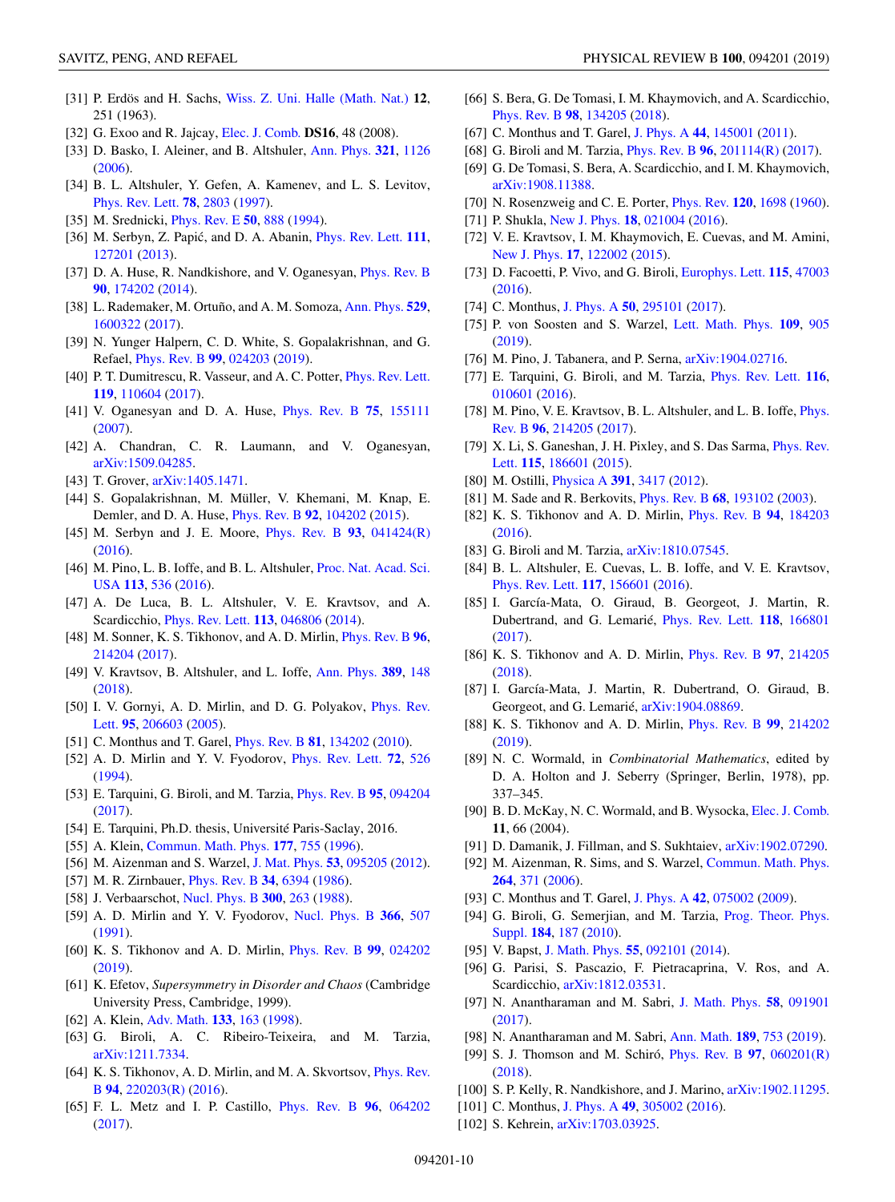[31] P. Erdös and H. Sachs, Wiss. Z. Uni. Halle (Math. Nat.) **12**, 251 (1963).

[32] G. Exoo and R. Jajcay, Elec. J. Comb. **DS16**, 48 (2008).

[33] D. Basko, I. Aleiner, and B. Altshuler, Ann. Phys. **321**, 1126 (2006).

[34] B. L. Altshuler, Y. Gefen, A. Kamenev, and L. S. Levitov, Phys. Rev. Lett. **78**, 2803 (1997).

[35] M. Srednicki, Phys. Rev. E **50**, 888 (1994).

[36] M. Serbyn, Z. Papić, and D. A. Abanin, Phys. Rev. Lett. **111**, 127201 (2013).

[37] D. A. Huse, R. Nandkishore, and V. Oganesyan, Phys. Rev. B **90**, 174202 (2014).

[38] L. Rademaker, M. Ortuño, and A. M. Somoza, Ann. Phys. **529**, 1600322 (2017).

[39] N. Yunger Halpern, C. D. White, S. Gopalakrishnan, and G. Refael, Phys. Rev. B **99**, 024203 (2019).

[40] P. T. Dumitrescu, R. Vasseur, and A. C. Potter, Phys. Rev. Lett. **119**, 110604 (2017).

[41] V. Oganesyan and D. A. Huse, Phys. Rev. B **75**, 155111 (2007).

[42] A. Chandran, C. R. Laumann, and V. Oganesyan, arXiv:1509.04285.

[43] T. Grover, arXiv:1405.1471.

[44] S. Gopalakrishnan, M. Müller, V. Khemani, M. Knap, E. Demler, and D. A. Huse, Phys. Rev. B **92**, 104202 (2015).

[45] M. Serbyn and J. E. Moore, Phys. Rev. B **93**, 041424(R) (2016).

[46] M. Pino, L. B. Ioffe, and B. L. Altshuler, Proc. Nat. Acad. Sci. USA **113**, 536 (2016).

[47] A. De Luca, B. L. Altshuler, V. E. Kravtsov, and A. Scardicchio, Phys. Rev. Lett. **113**, 046806 (2014).

[48] M. Sonner, K. S. Tikhonov, and A. D. Mirlin, Phys. Rev. B **96**, 214204 (2017).

[49] V. Kravtsov, B. Altshuler, and L. Ioffe, Ann. Phys. **389**, 148 (2018).

[50] I. V. Gornyi, A. D. Mirlin, and D. G. Polyakov, Phys. Rev. Lett. **95**, 206603 (2005).

[51] C. Monthus and T. Garel, Phys. Rev. B **81**, 134202 (2010).

[52] A. D. Mirlin and Y. V. Fyodorov, Phys. Rev. Lett. **72**, 526 (1994).

[53] E. Tarquini, G. Biroli, and M. Tarzia, Phys. Rev. B **95**, 094204 (2017).

[54] E. Tarquini, Ph.D. thesis, Université Paris-Saclay, 2016.

[55] A. Klein, Commun. Math. Phys. **177**, 755 (1996).

[56] M. Aizenman and S. Warzel, J. Mat. Phys. **53**, 095205 (2012).

[57] M. R. Zirnbauer, Phys. Rev. B **34**, 6394 (1986).

[58] J. Verbaarschot, Nucl. Phys. B **300**, 263 (1988).

[59] A. D. Mirlin and Y. V. Fyodorov, Nucl. Phys. B **366**, 507 (1991).

[60] K. S. Tikhonov and A. D. Mirlin, Phys. Rev. B **99**, 024202 (2019).

[61] K. Efetov, *Supersymmetry in Disorder and Chaos* (Cambridge University Press, Cambridge, 1999).

[62] A. Klein, Adv. Math. **133**, 163 (1998).

[63] G. Biroli, A. C. Ribeiro-Teixeira, and M. Tarzia, arXiv:1211.7334.

[64] K. S. Tikhonov, A. D. Mirlin, and M. A. Skvortsov, Phys. Rev. B **94**, 220203(R) (2016).

[65] F. L. Metz and I. P. Castillo, Phys. Rev. B **96**, 064202 (2017).

[66] S. Bera, G. De Tomasi, I. M. Khaymovich, and A. Scardicchio, Phys. Rev. B **98**, 134205 (2018).

[67] C. Monthus and T. Garel, J. Phys. A **44**, 145001 (2011).

[68] G. Biroli and M. Tarzia, Phys. Rev. B **96**, 201114(R) (2017).

[69] G. De Tomasi, S. Bera, A. Scardicchio, and I. M. Khaymovich, arXiv:1908.11388.

[70] N. Rosenzweig and C. E. Porter, Phys. Rev. **120**, 1698 (1960).

[71] P. Shukla, New J. Phys. **18**, 021004 (2016).

[72] V. E. Kravtsov, I. M. Khaymovich, E. Cuevas, and M. Amini, New J. Phys. **17**, 122002 (2015).

[73] D. Facoetti, P. Vivo, and G. Biroli, Europhys. Lett. **115**, 47003 (2016).

[74] C. Monthus, J. Phys. A **50**, 295101 (2017).

[75] P. von Soosten and S. Warzel, Lett. Math. Phys. **109**, 905 (2019).

[76] M. Pino, J. Tabanera, and P. Serna, arXiv:1904.02716.

[77] E. Tarquini, G. Biroli, and M. Tarzia, Phys. Rev. Lett. **116**, 010601 (2016).

[78] M. Pino, V. E. Kravtsov, B. L. Altshuler, and L. B. Ioffe, Phys. Rev. B **96**, 214205 (2017).

[79] X. Li, S. Ganeshan, J. H. Pixley, and S. Das Sarma, Phys. Rev. Lett. **115**, 186601 (2015).

[80] M. Ostilli, Physica A **391**, 3417 (2012).

[81] M. Sade and R. Berkovits, Phys. Rev. B **68**, 193102 (2003).

[82] K. S. Tikhonov and A. D. Mirlin, Phys. Rev. B **94**, 184203 (2016).

[83] G. Biroli and M. Tarzia, arXiv:1810.07545.

[84] B. L. Altshuler, E. Cuevas, L. B. Ioffe, and V. E. Kravtsov, Phys. Rev. Lett. **117**, 156601 (2016).

[85] I. García-Mata, O. Giraud, B. Georgeot, J. Martin, R. Dubertrand, and G. Lemarié, Phys. Rev. Lett. **118**, 166801 (2017).

[86] K. S. Tikhonov and A. D. Mirlin, Phys. Rev. B **97**, 214205 (2018).

[87] I. García-Mata, J. Martin, R. Dubertrand, O. Giraud, B. Georgeot, and G. Lemarié, arXiv:1904.08869.

[88] K. S. Tikhonov and A. D. Mirlin, Phys. Rev. B **99**, 214202 (2019).

[89] N. C. Wormald, in *Combinatorial Mathematics*, edited by D. A. Holton and J. Seberry (Springer, Berlin, 1978), pp. 337–345.

[90] B. D. McKay, N. C. Wormald, and B. Wysocka, Elec. J. Comb. **11**, 66 (2004).

[91] D. Damanik, J. Fillman, and S. Sukhtaiev, arXiv:1902.07290.

[92] M. Aizenman, R. Sims, and S. Warzel, Commun. Math. Phys. **264**, 371 (2006).

[93] C. Monthus and T. Garel, J. Phys. A **42**, 075002 (2009).

[94] G. Biroli, G. Semerjian, and M. Tarzia, Prog. Theor. Phys. Suppl. **184**, 187 (2010).

[95] V. Bapst, J. Math. Phys. **55**, 092101 (2014).

[96] G. Parisi, S. Pascazio, F. Pietracaprina, V. Ros, and A. Scardicchio, arXiv:1812.03531.

[97] N. Anantharaman and M. Sabri, J. Math. Phys. **58**, 091901 (2017).

[98] N. Anantharaman and M. Sabri, Ann. Math. **189**, 753 (2019).

[99] S. J. Thomson and M. Schiró, Phys. Rev. B **97**, 060201(R) (2018).

[100] S. P. Kelly, R. Nandkishore, and J. Marino, arXiv:1902.11295.

[101] C. Monthus, J. Phys. A **49**, 305002 (2016).

[102] S. Kehrein, arXiv:1703.03925.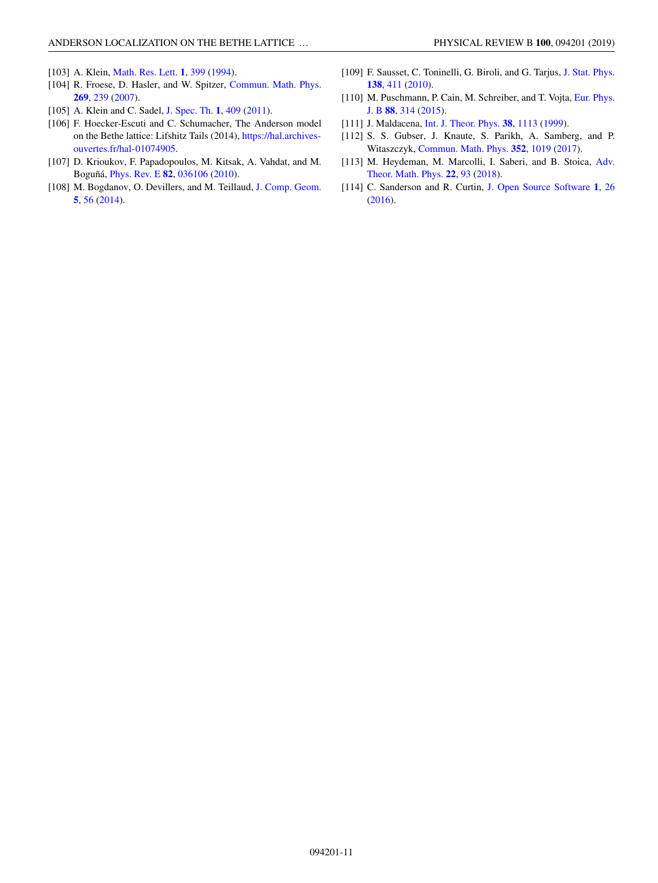[103] A. Klein, Math. Res. Lett. **1**, 399 (1994).

[104] R. Froese, D. Hasler, and W. Spitzer, Commun. Math. Phys. **269**, 239 (2007).

[105] A. Klein and C. Sadel, J. Spec. Th. **1**, 409 (2011).

[106] F. Hoecker-Escuti and C. Schumacher, The Anderson model on the Bethe lattice: Lifshitz Tails (2014), https://hal.archives-ouvertes.fr/hal-01074905.

[107] D. Krioukov, F. Papadopoulos, M. Kitsak, A. Vahdat, and M. Boguñá, Phys. Rev. E **82**, 036106 (2010).

[108] M. Bogdanov, O. Devillers, and M. Teillaud, J. Comp. Geom. **5**, 56 (2014).

[109] F. Sausset, C. Toninelli, G. Biroli, and G. Tarjus, J. Stat. Phys. **138**, 411 (2010).

[110] M. Puschmann, P. Cain, M. Schreiber, and T. Vojta, Eur. Phys. J. B **88**, 314 (2015).

[111] J. Maldacena, Int. J. Theor. Phys. **38**, 1113 (1999).

[112] S. S. Gubser, J. Knaute, S. Parikh, A. Samberg, and P. Witaszczyk, Commun. Math. Phys. **352**, 1019 (2017).

[113] M. Heydeman, M. Marcolli, I. Saberi, and B. Stoica, Adv. Theor. Math. Phys. **22**, 93 (2018).

[114] C. Sanderson and R. Curtin, J. Open Source Software **1**, 26 (2016).